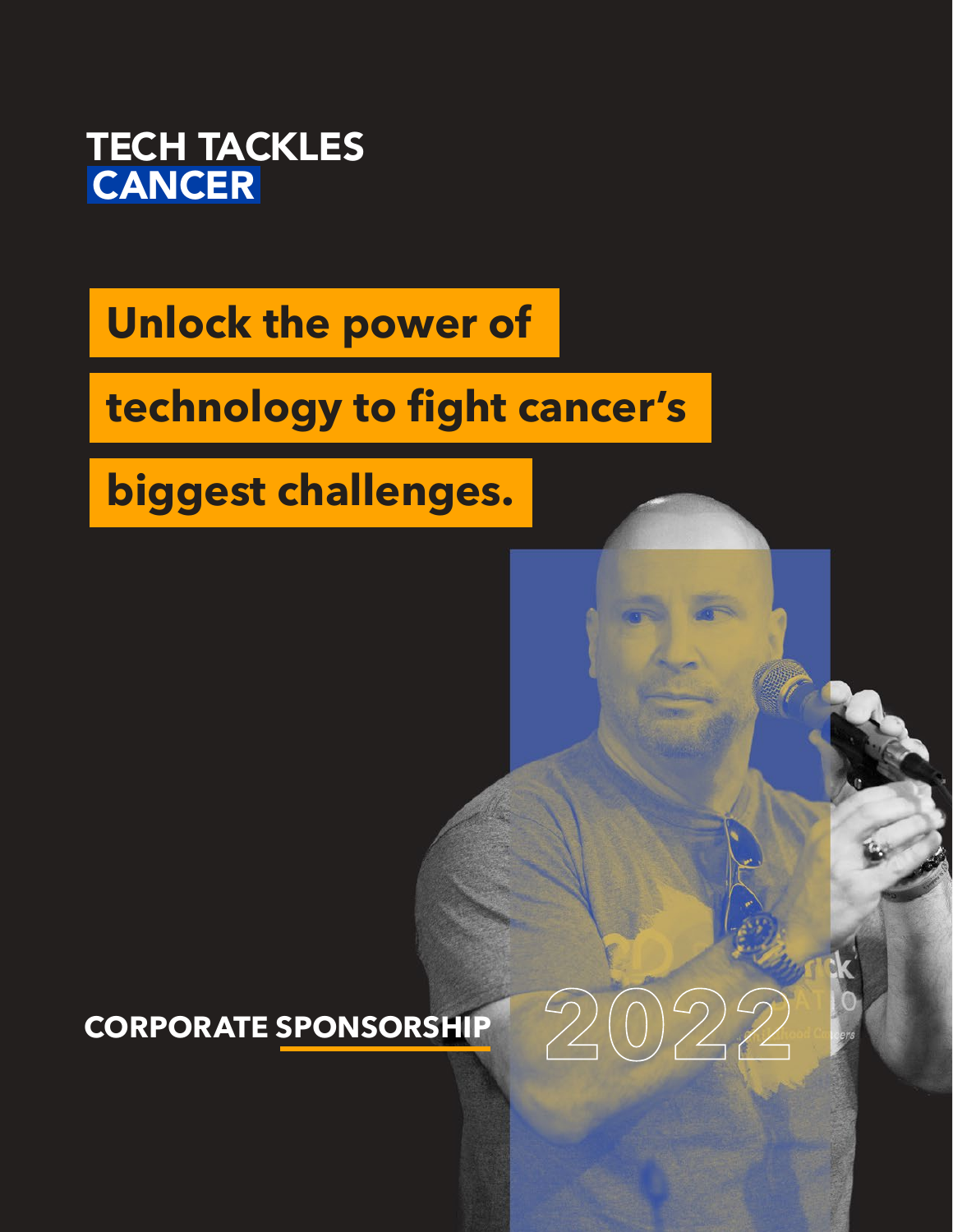# TECH TACKLES CANCER

## Unlock the power of technology to fight cancer's biggest challenges.

**CORPORATE SPONSORSHIP**

**2022**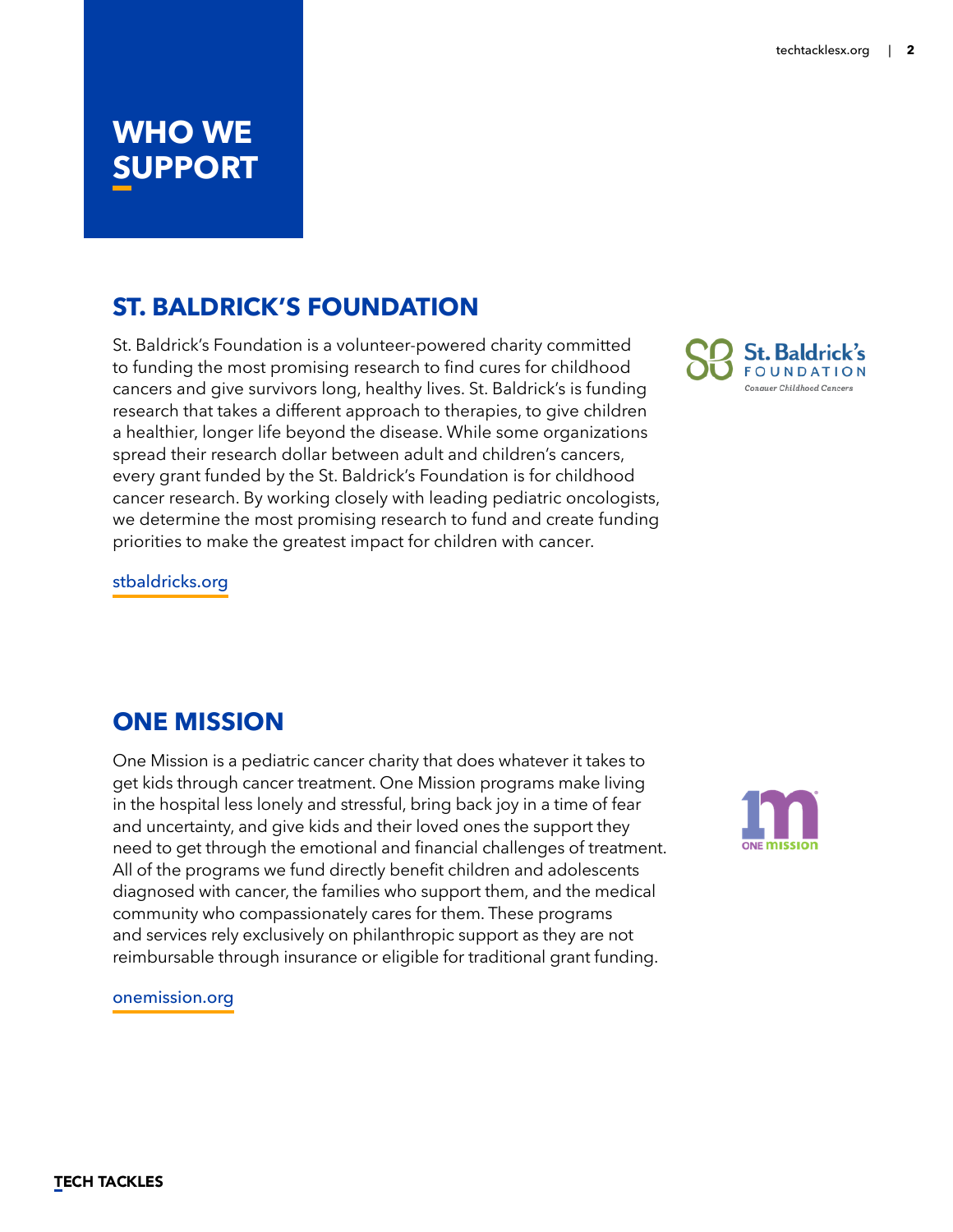# WHO WE SUPPORT

## ST. BALDRICK'S FOUNDATION

St. Baldrick's Foundation is a volunteer-powered charity committed to funding the most promising research to find cures for childhood cancers and give survivors long, healthy lives. St. Baldrick's is funding research that takes a different approach to therapies, to give children a healthier, longer life beyond the disease. While some organizations spread their research dollar between adult and children's cancers, every grant funded by the St. Baldrick's Foundation is for childhood cancer research. By working closely with leading pediatric oncologists, we determine the most promising research to fund and create funding priorities to make the greatest impact for children with cancer.

stbaldricks.org

## ONE MISSION

One Mission is a pediatric cancer charity that does whatever it takes to get kids through cancer treatment. One Mission programs make living in the hospital less lonely and stressful, bring back joy in a time of fear and uncertainty, and give kids and their loved ones the support they need to get through the emotional and financial challenges of treatment. All of the programs we fund directly benefit children and adolescents diagnosed with cancer, the families who support them, and the medical community who compassionately cares for them. These programs and services rely exclusively on philanthropic support as they are not reimbursable through insurance or eligible for traditional grant funding.

onemission.org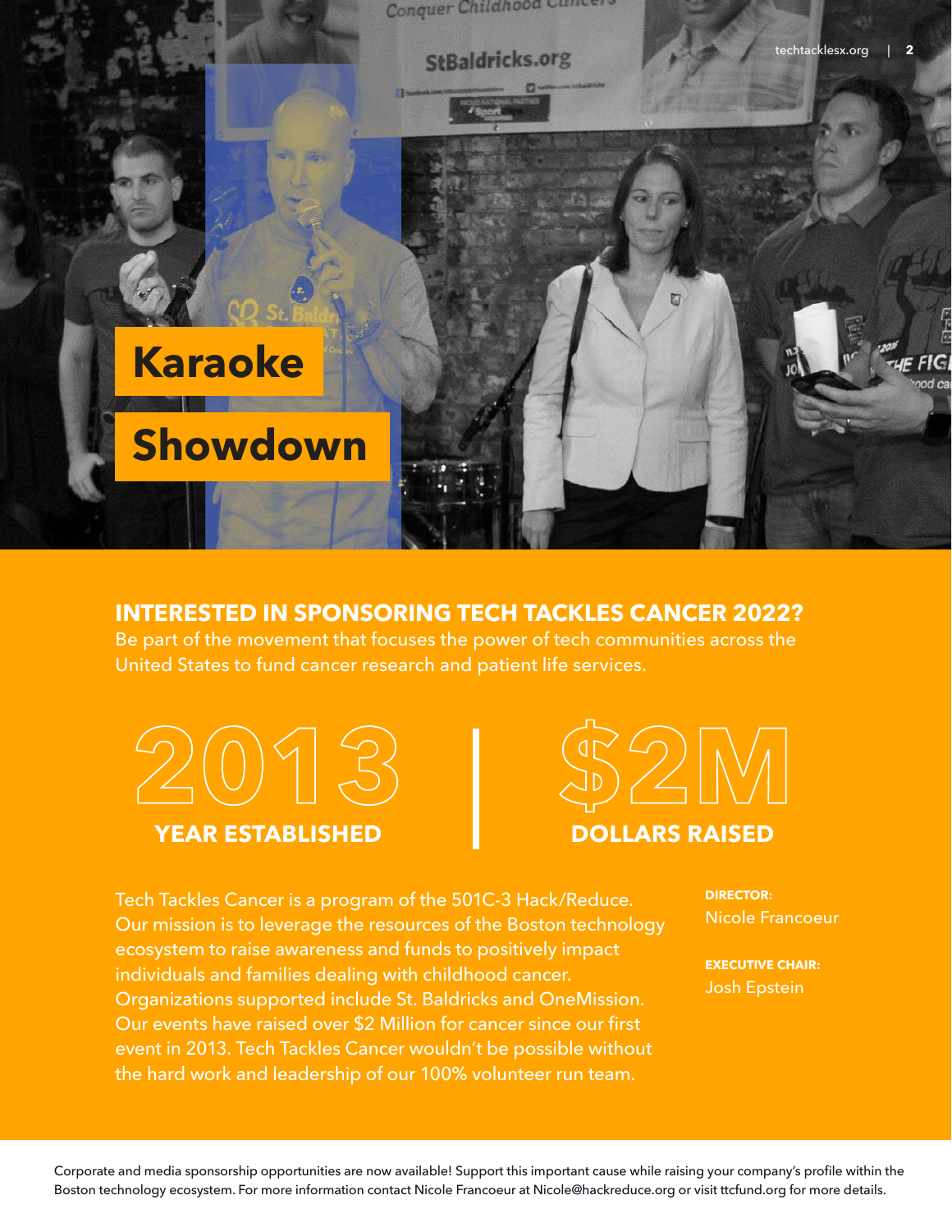# Karaoke Showdown

## INTERESTED IN SPONSORING TECH TACKLES CANCER 2022?

Be part of the movement that focuses the power of tech communities across the United States to fund cancer research and patient life services.

**2013**
**YEAR ESTABLISHED**

**$2M**
**DOLLARS RAISED**

Tech Tackles Cancer is a program of the 501C-3 Hack/Reduce. Our mission is to leverage the resources of the Boston technology ecosystem to raise awareness and funds to positively impact individuals and families dealing with childhood cancer. Organizations supported include St. Baldricks and OneMission. Our events have raised over $2 Million for cancer since our first event in 2013. Tech Tackles Cancer wouldn't be possible without the hard work and leadership of our 100% volunteer run team.

**DIRECTOR:**
Nicole Francoeur

**EXECUTIVE CHAIR:**
Josh Epstein

Corporate and media sponsorship opportunities are now available! Support this important cause while raising your company's profile within the Boston technology ecosystem. For more information contact Nicole Francoeur at Nicole@hackreduce.org or visit ttcfund.org for more details.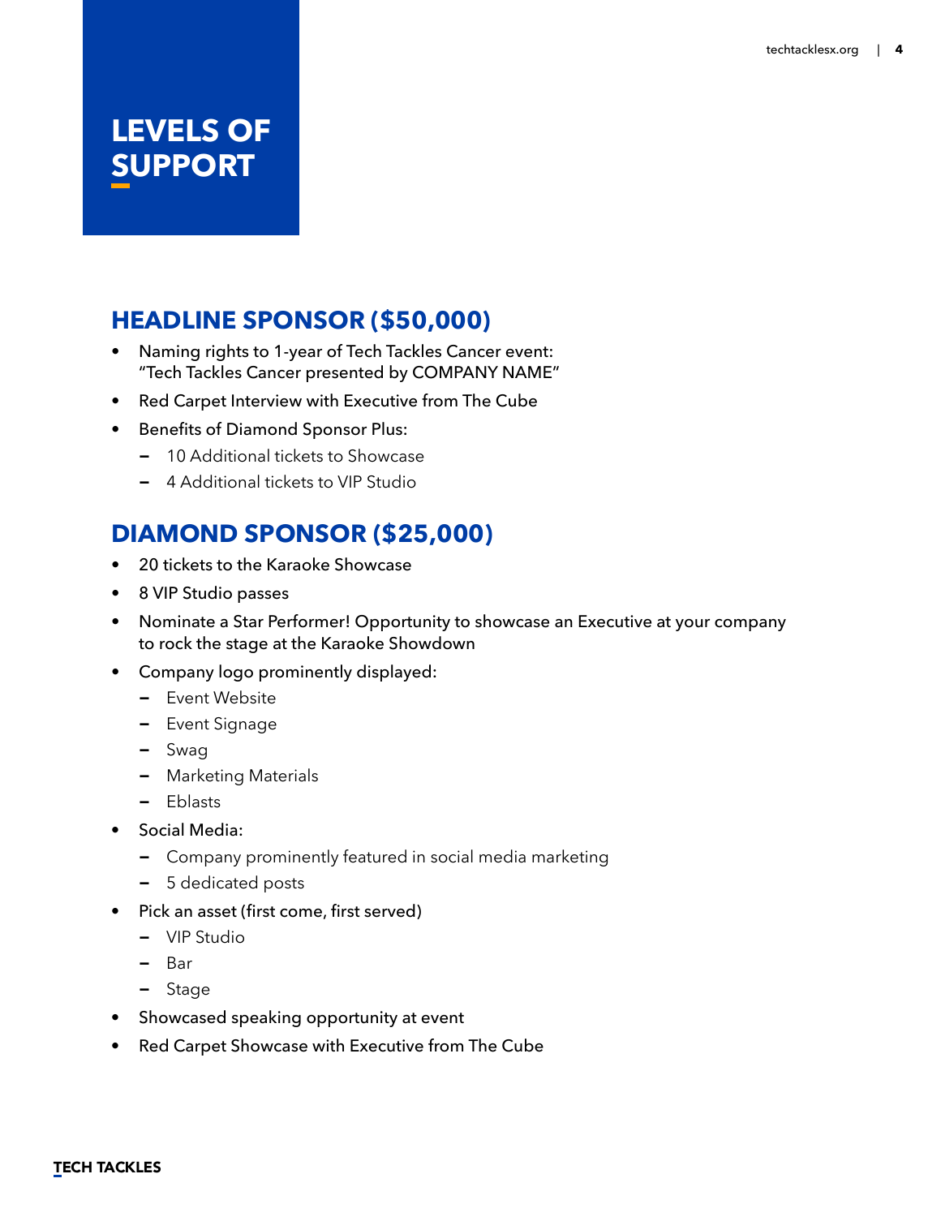# LEVELS OF SUPPORT

## HEADLINE SPONSOR ($50,000)

- Naming rights to 1-year of Tech Tackles Cancer event: "Tech Tackles Cancer presented by COMPANY NAME"
- Red Carpet Interview with Executive from The Cube
- Benefits of Diamond Sponsor Plus:
  - 10 Additional tickets to Showcase
  - 4 Additional tickets to VIP Studio

## DIAMOND SPONSOR ($25,000)

- 20 tickets to the Karaoke Showcase
- 8 VIP Studio passes
- Nominate a Star Performer! Opportunity to showcase an Executive at your company to rock the stage at the Karaoke Showdown
- Company logo prominently displayed:
  - Event Website
  - Event Signage
  - Swag
  - Marketing Materials
  - Eblasts
- Social Media:
  - Company prominently featured in social media marketing
  - 5 dedicated posts
- Pick an asset (first come, first served)
  - VIP Studio
  - Bar
  - Stage
- Showcased speaking opportunity at event
- Red Carpet Showcase with Executive from The Cube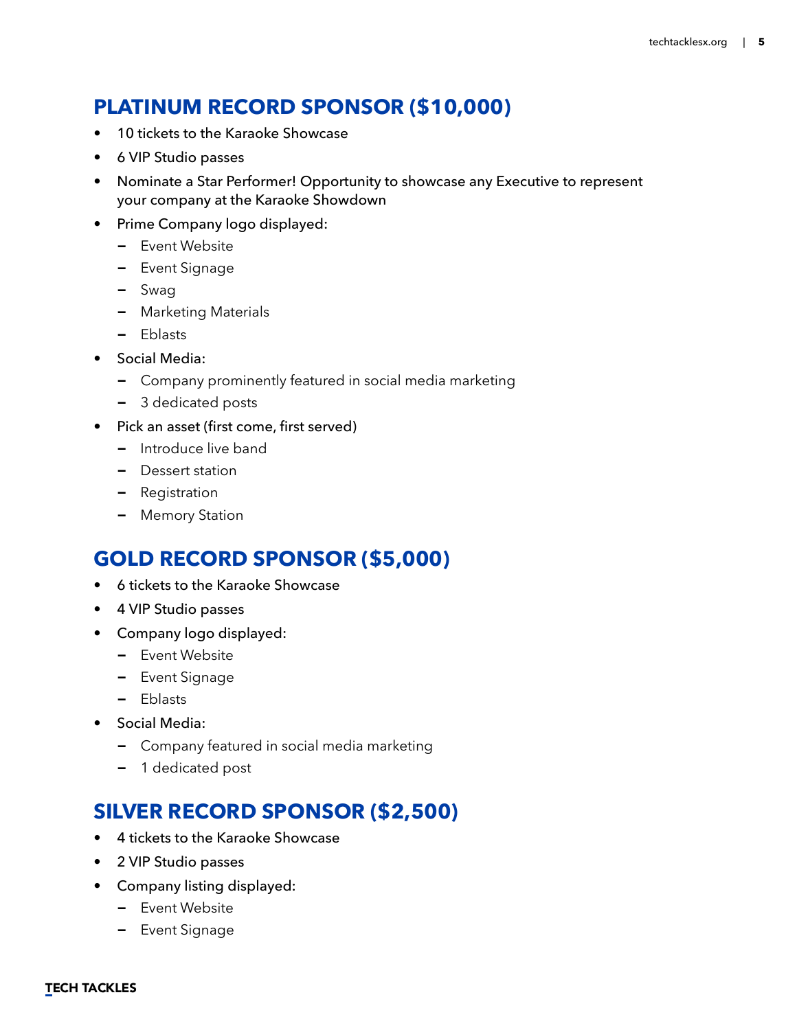## PLATINUM RECORD SPONSOR ($10,000)

- 10 tickets to the Karaoke Showcase
- 6 VIP Studio passes
- Nominate a Star Performer! Opportunity to showcase any Executive to represent your company at the Karaoke Showdown
- Prime Company logo displayed:
  - Event Website
  - Event Signage
  - Swag
  - Marketing Materials
  - Eblasts
- Social Media:
  - Company prominently featured in social media marketing
  - 3 dedicated posts
- Pick an asset (first come, first served)
  - Introduce live band
  - Dessert station
  - Registration
  - Memory Station

## GOLD RECORD SPONSOR ($5,000)

- 6 tickets to the Karaoke Showcase
- 4 VIP Studio passes
- Company logo displayed:
  - Event Website
  - Event Signage
  - Eblasts
- Social Media:
  - Company featured in social media marketing
  - 1 dedicated post

## SILVER RECORD SPONSOR ($2,500)

- 4 tickets to the Karaoke Showcase
- 2 VIP Studio passes
- Company listing displayed:
  - Event Website
  - Event Signage